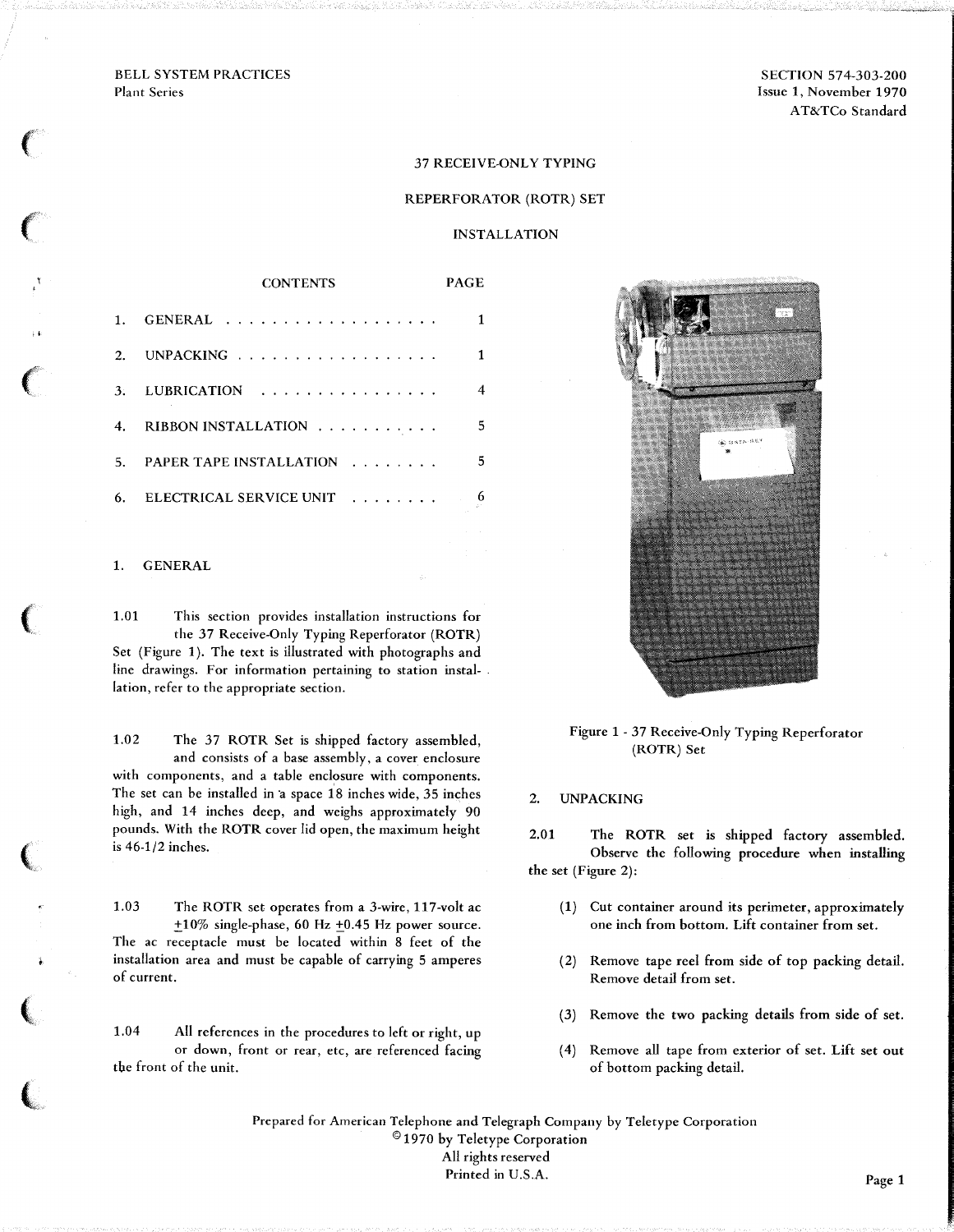BELL SYSTEM PRACTICES
Plant Series

SECTION 574-303-200
Issue 1, November 1970
AT&TCo Standard

# 37 RECEIVE-ONLY TYPING REPERFORATOR (ROTR) SET INSTALLATION

| CONTENTS | PAGE |
|---|---|
| 1. GENERAL | 1 |
| 2. UNPACKING | 1 |
| 3. LUBRICATION | 4 |
| 4. RIBBON INSTALLATION | 5 |
| 5. PAPER TAPE INSTALLATION | 5 |
| 6. ELECTRICAL SERVICE UNIT | 6 |

## 1. GENERAL

1.01 This section provides installation instructions for the 37 Receive-Only Typing Reperforator (ROTR) Set (Figure 1). The text is illustrated with photographs and line drawings. For information pertaining to station installation, refer to the appropriate section.

1.02 The 37 ROTR Set is shipped factory assembled, and consists of a base assembly, a cover enclosure with components, and a table enclosure with components. The set can be installed in a space 18 inches wide, 35 inches high, and 14 inches deep, and weighs approximately 90 pounds. With the ROTR cover lid open, the maximum height is 46-1/2 inches.

1.03 The ROTR set operates from a 3-wire, 117-volt ac ±10% single-phase, 60 Hz ±0.45 Hz power source. The ac receptacle must be located within 8 feet of the installation area and must be capable of carrying 5 amperes of current.

1.04 All references in the procedures to left or right, up or down, front or rear, etc, are referenced facing the front of the unit.

Figure 1 - 37 Receive-Only Typing Reperforator (ROTR) Set

## 2. UNPACKING

2.01 The ROTR set is shipped factory assembled. Observe the following procedure when installing the set (Figure 2):

(1) Cut container around its perimeter, approximately one inch from bottom. Lift container from set.

(2) Remove tape reel from side of top packing detail. Remove detail from set.

(3) Remove the two packing details from side of set.

(4) Remove all tape from exterior of set. Lift set out of bottom packing detail.

Prepared for American Telephone and Telegraph Company by Teletype Corporation
©1970 by Teletype Corporation
All rights reserved
Printed in U.S.A.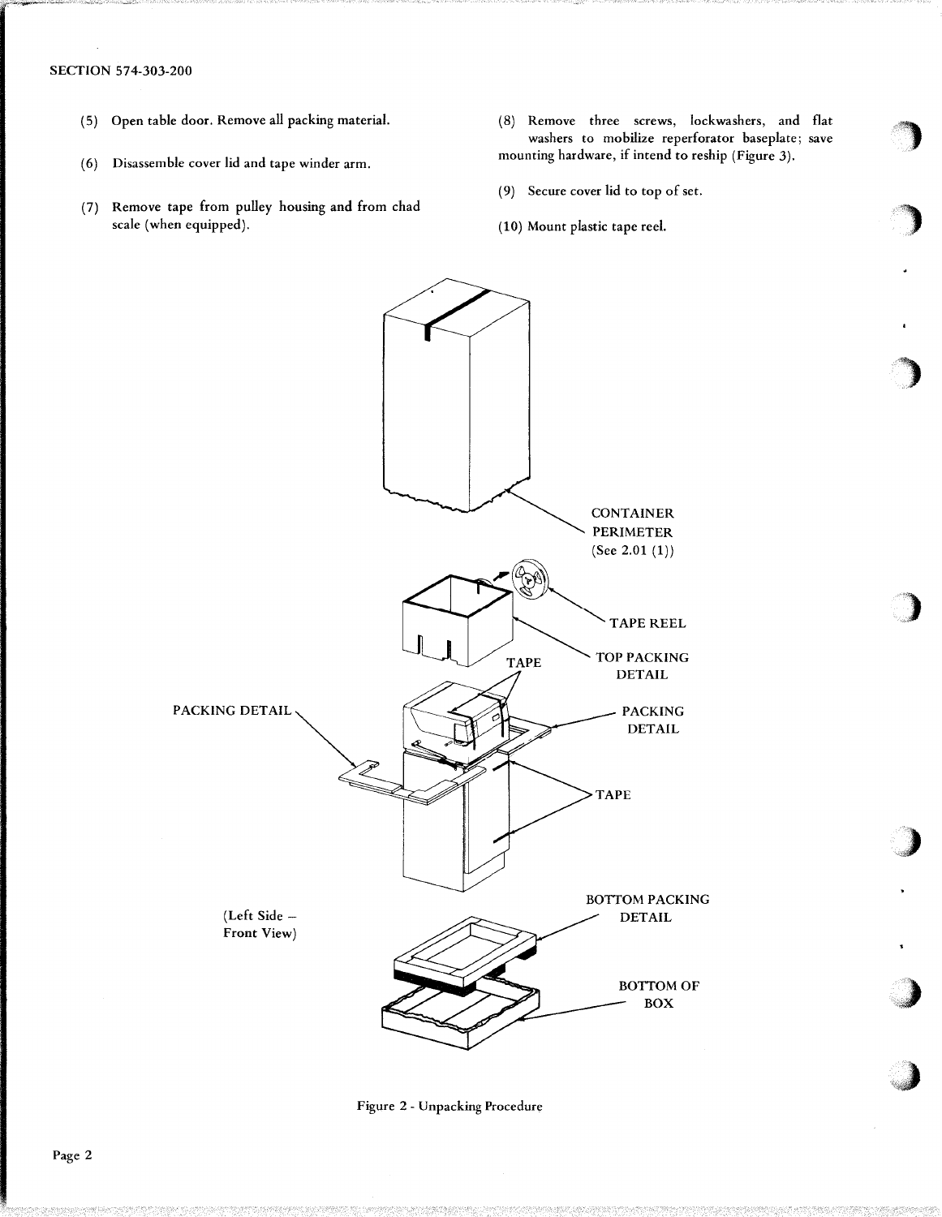(5) Open table door. Remove all packing material.

(6) Disassemble cover lid and tape winder arm.

(7) Remove tape from pulley housing and from chad scale (when equipped).

(8) Remove three screws, lockwashers, and flat washers to mobilize reperforator baseplate; save mounting hardware, if intend to reship (Figure 3).

(9) Secure cover lid to top of set.

(10) Mount plastic tape reel.

CONTAINER PERIMETER (See 2.01 (1))

TAPE REEL

TOP PACKING DETAIL

TAPE

PACKING DETAIL

PACKING DETAIL

TAPE

(Left Side – Front View)

BOTTOM PACKING DETAIL

BOTTOM OF BOX

Figure 2 - Unpacking Procedure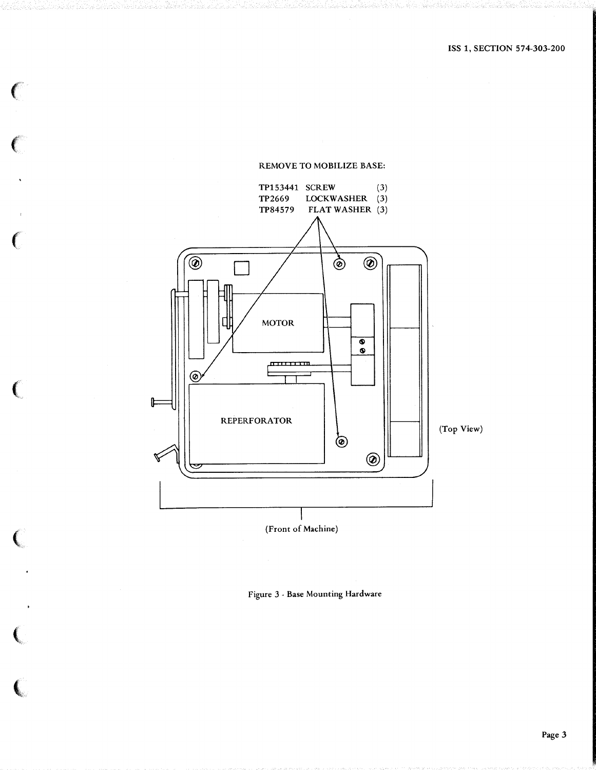REMOVE TO MOBILIZE BASE:

| | | |
|---|---|---|
| TP153441 | SCREW | (3) |
| TP2669 | LOCKWASHER | (3) |
| TP84579 | FLAT WASHER | (3) |

MOTOR

REPERFORATOR

(Top View)

(Front of Machine)

Figure 3 - Base Mounting Hardware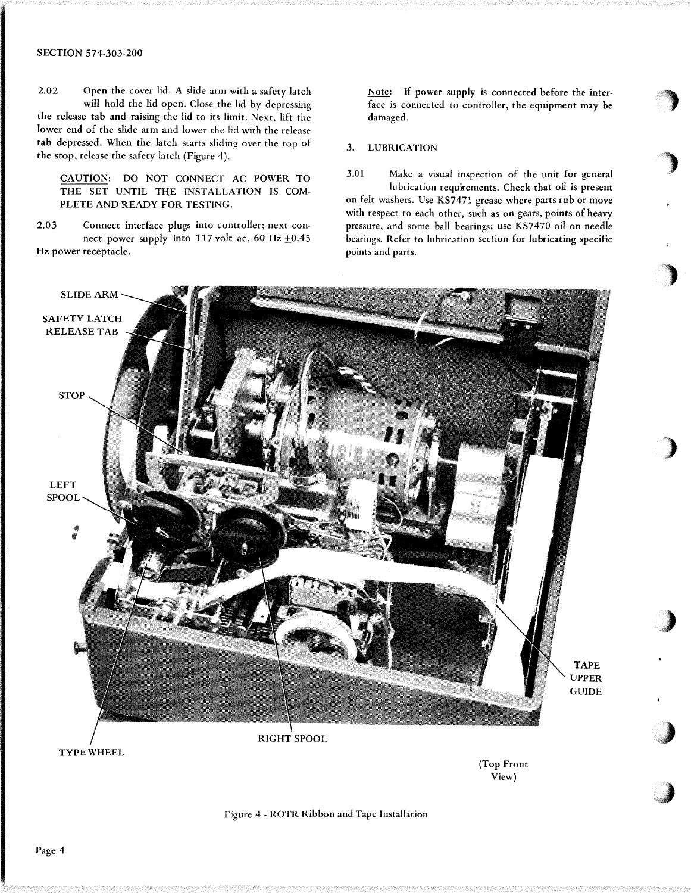2.02 Open the cover lid. A slide arm with a safety latch will hold the lid open. Close the lid by depressing the release tab and raising the lid to its limit. Next, lift the lower end of the slide arm and lower the lid with the release tab depressed. When the latch starts sliding over the top of the stop, release the safety latch (Figure 4).

> CAUTION: DO NOT CONNECT AC POWER TO THE SET UNTIL THE INSTALLATION IS COMPLETE AND READY FOR TESTING.

2.03 Connect interface plugs into controller; next connect power supply into 117-volt ac, 60 Hz ±0.45 Hz power receptacle.

> Note: If power supply is connected before the interface is connected to controller, the equipment may be damaged.

## 3. LUBRICATION

3.01 Make a visual inspection of the unit for general lubrication requirements. Check that oil is present on felt washers. Use KS7471 grease where parts rub or move with respect to each other, such as on gears, points of heavy pressure, and some ball bearings; use KS7470 oil on needle bearings. Refer to lubrication section for lubricating specific points and parts.

SLIDE ARM

SAFETY LATCH RELEASE TAB

STOP

LEFT SPOOL

TAPE UPPER GUIDE

RIGHT SPOOL

TYPE WHEEL

(Top Front View)

Figure 4 - ROTR Ribbon and Tape Installation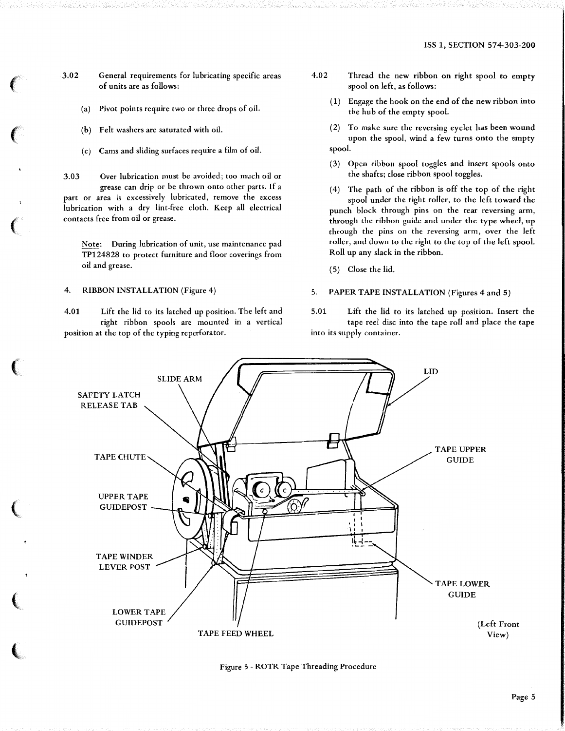3.02 General requirements for lubricating specific areas of units are as follows:

(a) Pivot points require two or three drops of oil.

(b) Felt washers are saturated with oil.

(c) Cams and sliding surfaces require a film of oil.

3.03 Over lubrication must be avoided; too much oil or grease can drip or be thrown onto other parts. If a part or area is excessively lubricated, remove the excess lubrication with a dry lint-free cloth. Keep all electrical contacts free from oil or grease.

Note: During lubrication of unit, use maintenance pad TP124828 to protect furniture and floor coverings from oil and grease.

## 4. RIBBON INSTALLATION (Figure 4)

4.01 Lift the lid to its latched up position. The left and right ribbon spools are mounted in a vertical position at the top of the typing reperforator.

4.02 Thread the new ribbon on right spool to empty spool on left, as follows:

(1) Engage the hook on the end of the new ribbon into the hub of the empty spool.

(2) To make sure the reversing eyelet has been wound upon the spool, wind a few turns onto the empty spool.

(3) Open ribbon spool toggles and insert spools onto the shafts; close ribbon spool toggles.

(4) The path of the ribbon is off the top of the right spool under the right roller, to the left toward the punch block through pins on the rear reversing arm, through the ribbon guide and under the type wheel, up through the pins on the reversing arm, over the left roller, and down to the right to the top of the left spool. Roll up any slack in the ribbon.

(5) Close the lid.

## 5. PAPER TAPE INSTALLATION (Figures 4 and 5)

5.01 Lift the lid to its latched up position. Insert the tape reel disc into the tape roll and place the tape into its supply container.

Figure 5 - ROTR Tape Threading Procedure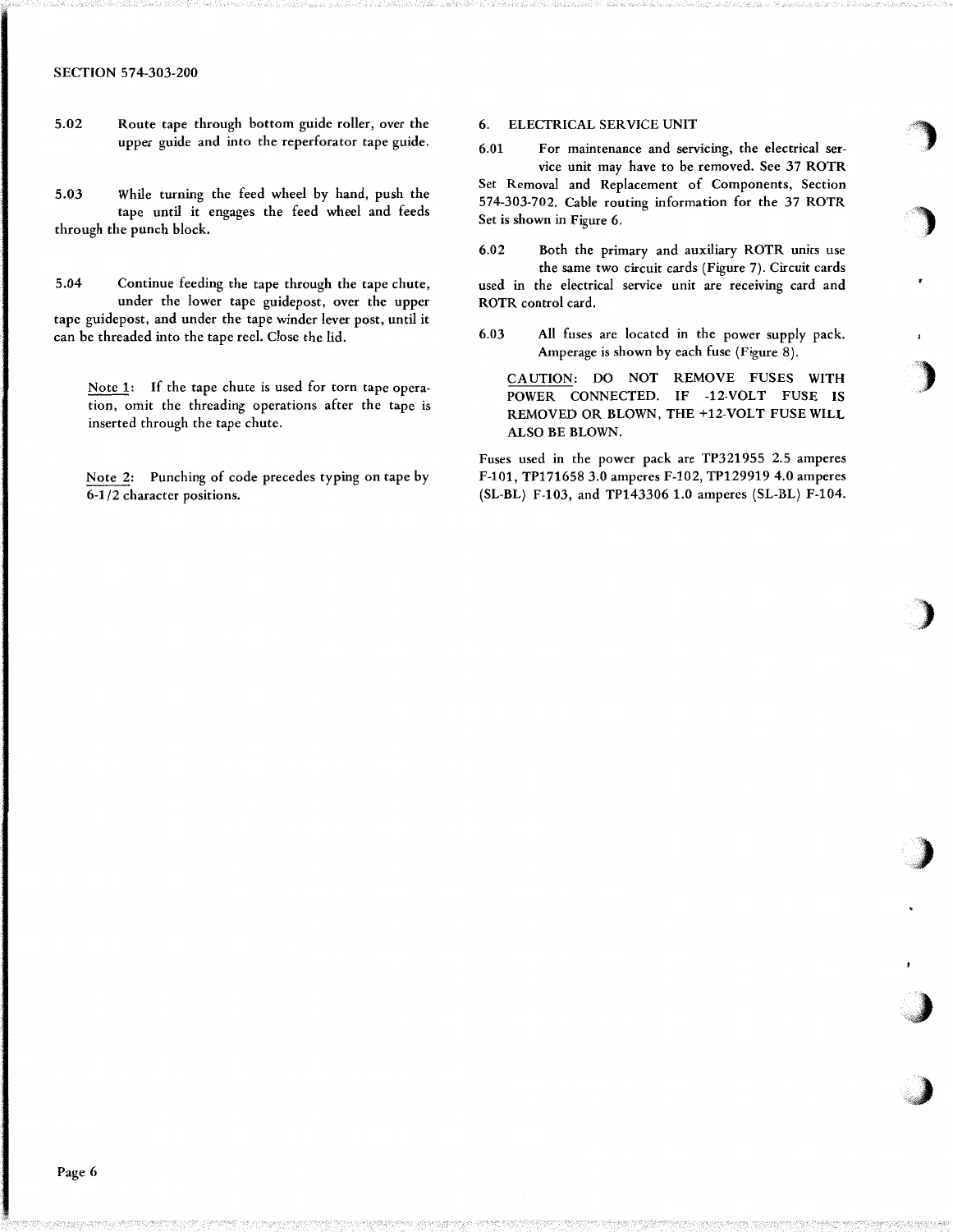5.02 Route tape through bottom guide roller, over the upper guide and into the reperforator tape guide.

5.03 While turning the feed wheel by hand, push the tape until it engages the feed wheel and feeds through the punch block.

5.04 Continue feeding the tape through the tape chute, under the lower tape guidepost, over the upper tape guidepost, and under the tape winder lever post, until it can be threaded into the tape reel. Close the lid.

Note 1: If the tape chute is used for torn tape operation, omit the threading operations after the tape is inserted through the tape chute.

Note 2: Punching of code precedes typing on tape by 6-1/2 character positions.

## 6. ELECTRICAL SERVICE UNIT

6.01 For maintenance and servicing, the electrical service unit may have to be removed. See 37 ROTR Set Removal and Replacement of Components, Section 574-303-702. Cable routing information for the 37 ROTR Set is shown in Figure 6.

6.02 Both the primary and auxiliary ROTR units use the same two circuit cards (Figure 7). Circuit cards used in the electrical service unit are receiving card and ROTR control card.

6.03 All fuses are located in the power supply pack. Amperage is shown by each fuse (Figure 8).

CAUTION: DO NOT REMOVE FUSES WITH POWER CONNECTED. IF -12-VOLT FUSE IS REMOVED OR BLOWN, THE +12-VOLT FUSE WILL ALSO BE BLOWN.

Fuses used in the power pack are TP321955 2.5 amperes F-101, TP171658 3.0 amperes F-102, TP129919 4.0 amperes (SL-BL) F-103, and TP143306 1.0 amperes (SL-BL) F-104.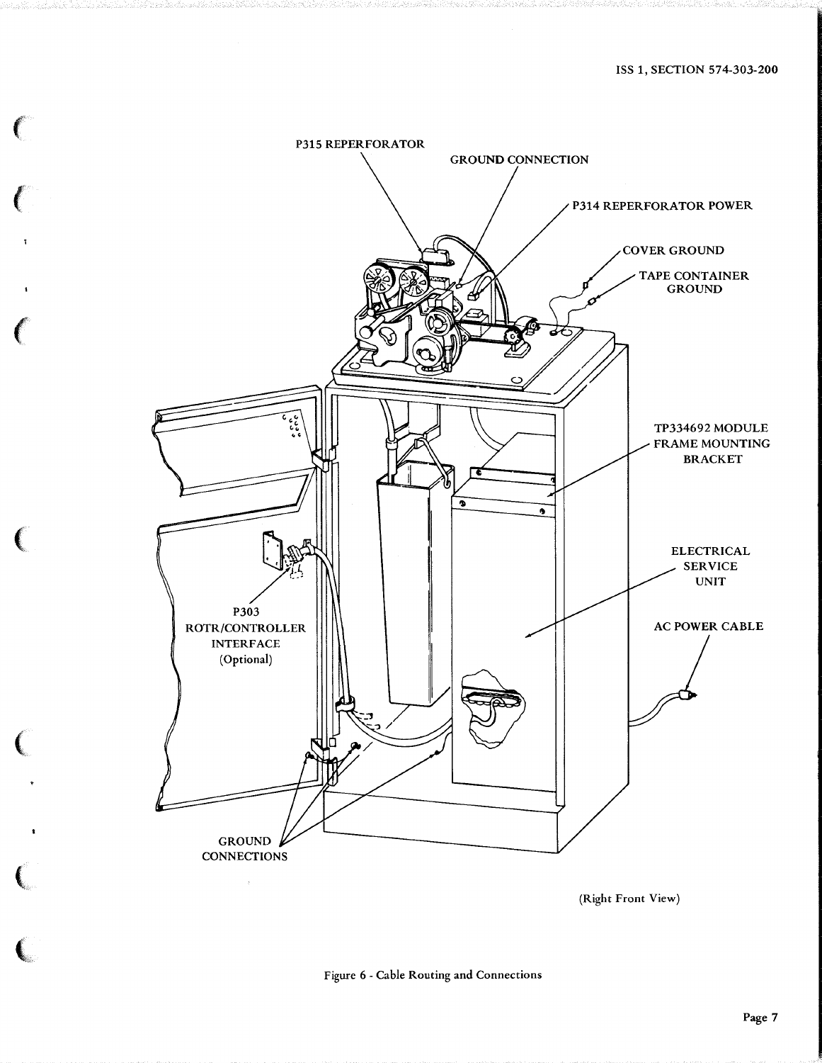P315 REPERFORATOR

GROUND CONNECTION

P314 REPERFORATOR POWER

COVER GROUND

TAPE CONTAINER GROUND

TP334692 MODULE FRAME MOUNTING BRACKET

ELECTRICAL SERVICE UNIT

AC POWER CABLE

P303 ROTR/CONTROLLER INTERFACE (Optional)

GROUND CONNECTIONS

(Right Front View)

Figure 6 - Cable Routing and Connections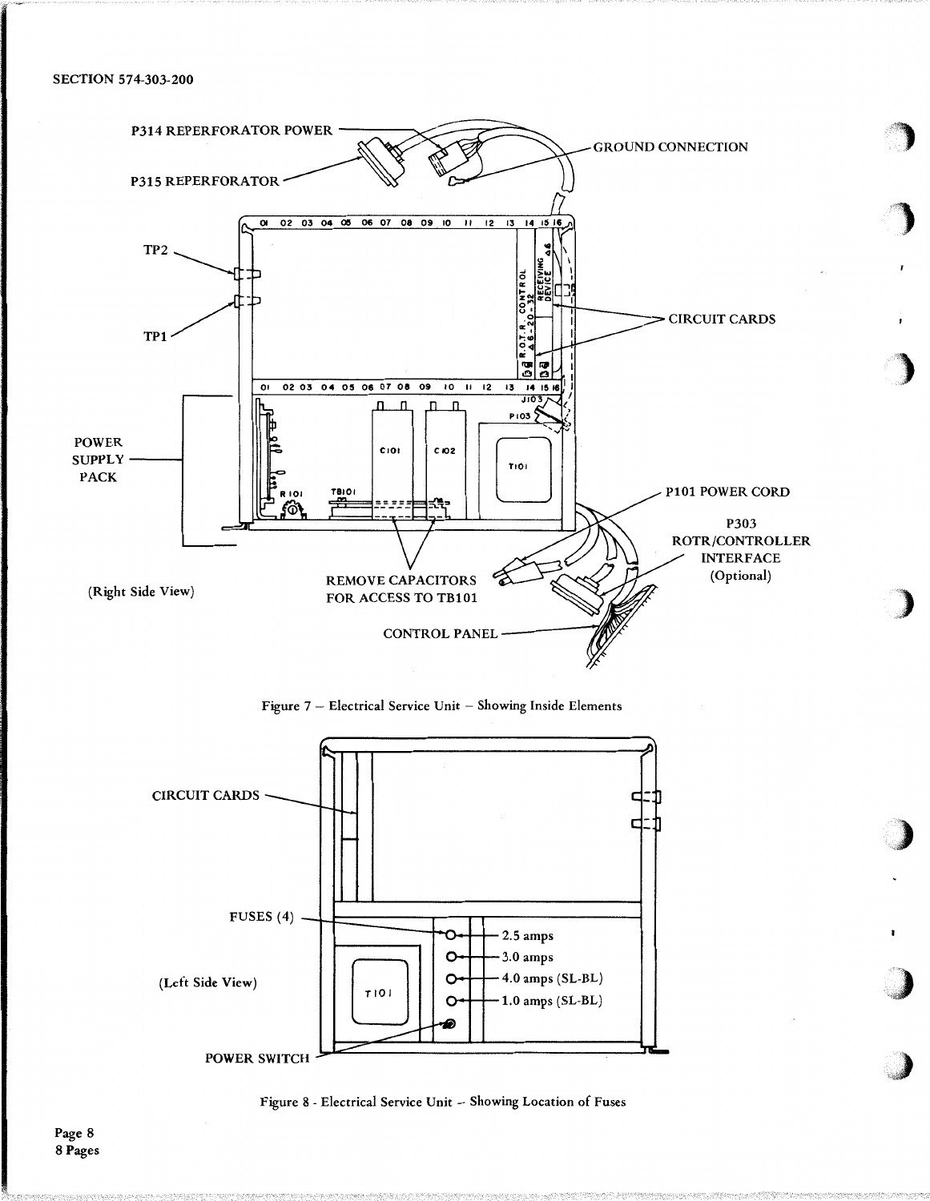P314 REPERFORATOR POWER

P315 REPERFORATOR

GROUND CONNECTION

TP2

TP1

CIRCUIT CARDS

POWER SUPPLY PACK

P101 POWER CORD

P303 ROTR/CONTROLLER INTERFACE (Optional)

(Right Side View)

REMOVE CAPACITORS FOR ACCESS TO TB101

CONTROL PANEL

Figure 7 – Electrical Service Unit – Showing Inside Elements

CIRCUIT CARDS

FUSES (4)

2.5 amps

3.0 amps

4.0 amps (SL-BL)

1.0 amps (SL-BL)

(Left Side View)

POWER SWITCH

Figure 8 - Electrical Service Unit – Showing Location of Fuses